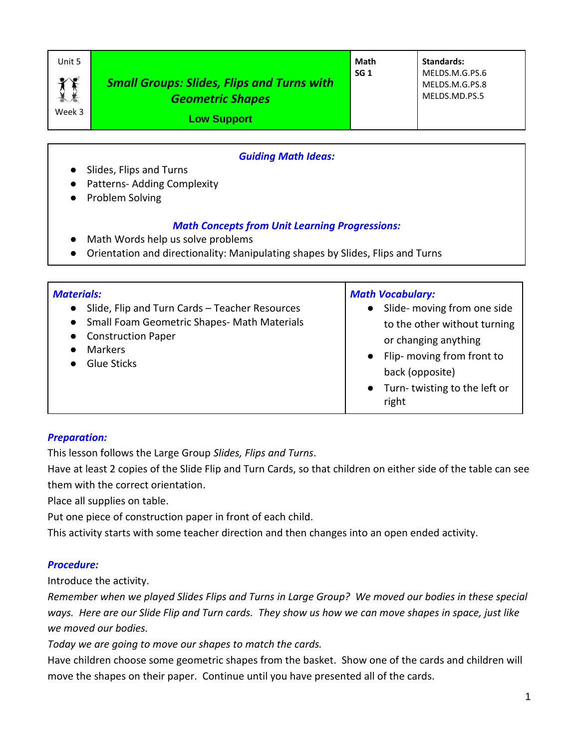| Unit 5<br><br>Week 3 | ***Small Groups: Slides, Flips and Turns with Geometric Shapes***<br>**Low Support** | **Math**<br>**SG 1** | **Standards:**<br>MELDS.M.G.PS.6<br>MELDS.M.G.PS.8<br>MELDS.MD.PS.5 |
|---|---|---|---|

***Guiding Math Ideas:***

- Slides, Flips and Turns
- Patterns- Adding Complexity
- Problem Solving

***Math Concepts from Unit Learning Progressions:***

- Math Words help us solve problems
- Orientation and directionality: Manipulating shapes by Slides, Flips and Turns

| ***Materials:*** | ***Math Vocabulary:*** |
|---|---|
| • Slide, Flip and Turn Cards – Teacher Resources<br>• Small Foam Geometric Shapes- Math Materials<br>• Construction Paper<br>• Markers<br>• Glue Sticks | • Slide- moving from one side to the other without turning or changing anything<br>• Flip- moving from front to back (opposite)<br>• Turn- twisting to the left or right |

***Preparation:***

This lesson follows the Large Group *Slides, Flips and Turns*.

Have at least 2 copies of the Slide Flip and Turn Cards, so that children on either side of the table can see them with the correct orientation.

Place all supplies on table.

Put one piece of construction paper in front of each child.

This activity starts with some teacher direction and then changes into an open ended activity.

***Procedure:***

Introduce the activity.

*Remember when we played Slides Flips and Turns in Large Group? We moved our bodies in these special ways. Here are our Slide Flip and Turn cards. They show us how we can move shapes in space, just like we moved our bodies.*

*Today we are going to move our shapes to match the cards.*

Have children choose some geometric shapes from the basket. Show one of the cards and children will move the shapes on their paper. Continue until you have presented all of the cards.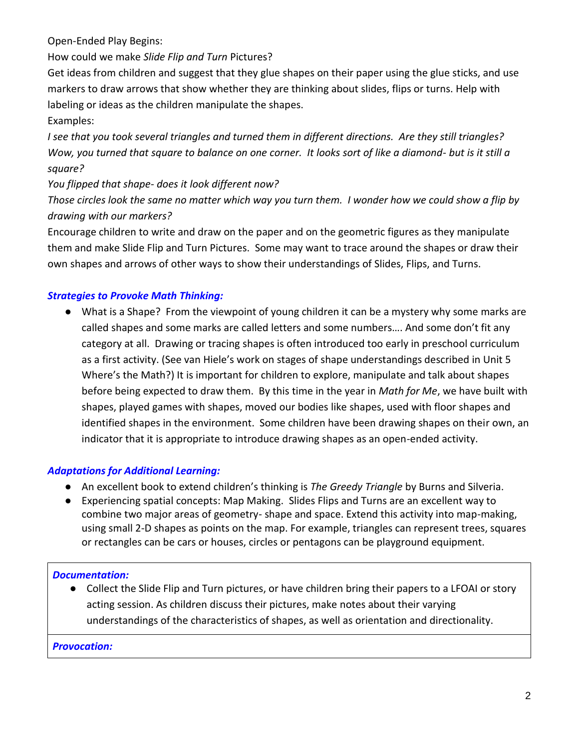Open-Ended Play Begins:

How could we make *Slide Flip and Turn* Pictures?

Get ideas from children and suggest that they glue shapes on their paper using the glue sticks, and use markers to draw arrows that show whether they are thinking about slides, flips or turns. Help with labeling or ideas as the children manipulate the shapes.

Examples:

*I see that you took several triangles and turned them in different directions. Are they still triangles?*

*Wow, you turned that square to balance on one corner. It looks sort of like a diamond- but is it still a square?*

*You flipped that shape- does it look different now?*

*Those circles look the same no matter which way you turn them. I wonder how we could show a flip by drawing with our markers?*

Encourage children to write and draw on the paper and on the geometric figures as they manipulate them and make Slide Flip and Turn Pictures. Some may want to trace around the shapes or draw their own shapes and arrows of other ways to show their understandings of Slides, Flips, and Turns.

***Strategies to Provoke Math Thinking:***

- What is a Shape? From the viewpoint of young children it can be a mystery why some marks are called shapes and some marks are called letters and some numbers…. And some don't fit any category at all. Drawing or tracing shapes is often introduced too early in preschool curriculum as a first activity. (See van Hiele's work on stages of shape understandings described in Unit 5 Where's the Math?) It is important for children to explore, manipulate and talk about shapes before being expected to draw them. By this time in the year in *Math for Me*, we have built with shapes, played games with shapes, moved our bodies like shapes, used with floor shapes and identified shapes in the environment. Some children have been drawing shapes on their own, an indicator that it is appropriate to introduce drawing shapes as an open-ended activity.

***Adaptations for Additional Learning:***

- An excellent book to extend children's thinking is *The Greedy Triangle* by Burns and Silveria.
- Experiencing spatial concepts: Map Making. Slides Flips and Turns are an excellent way to combine two major areas of geometry- shape and space. Extend this activity into map-making, using small 2-D shapes as points on the map. For example, triangles can represent trees, squares or rectangles can be cars or houses, circles or pentagons can be playground equipment.

***Documentation:***

- Collect the Slide Flip and Turn pictures, or have children bring their papers to a LFOAI or story acting session. As children discuss their pictures, make notes about their varying understandings of the characteristics of shapes, as well as orientation and directionality.

***Provocation:***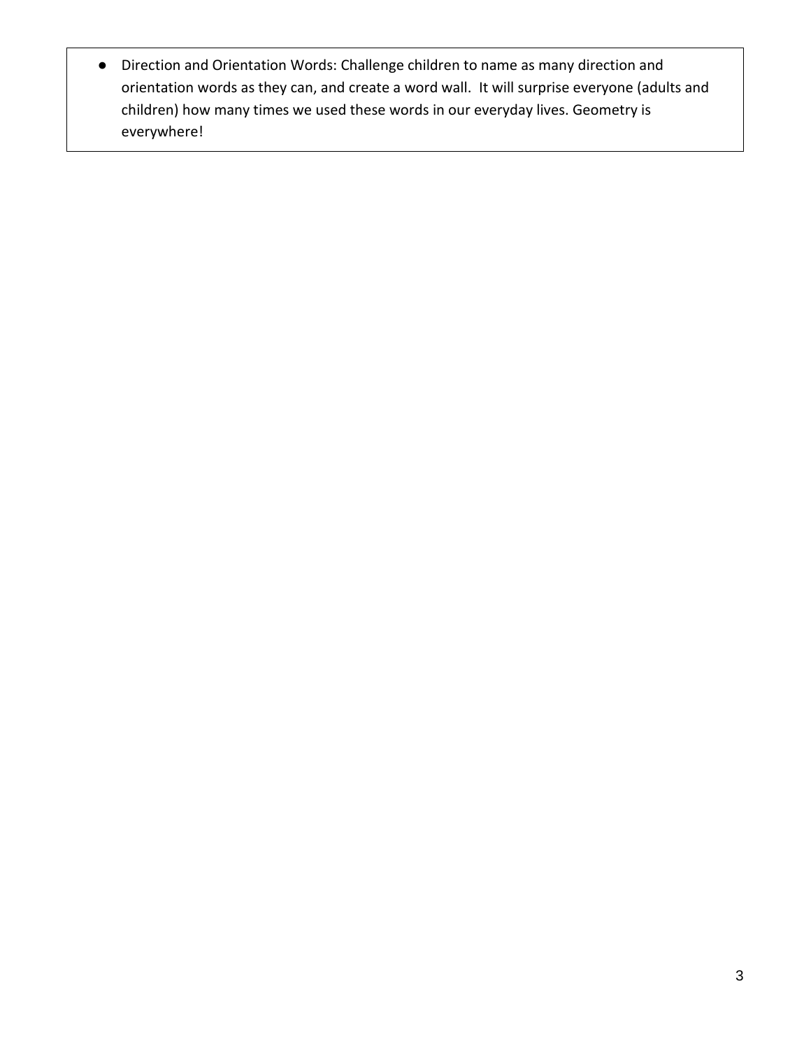- Direction and Orientation Words: Challenge children to name as many direction and orientation words as they can, and create a word wall.  It will surprise everyone (adults and children) how many times we used these words in our everyday lives. Geometry is everywhere!